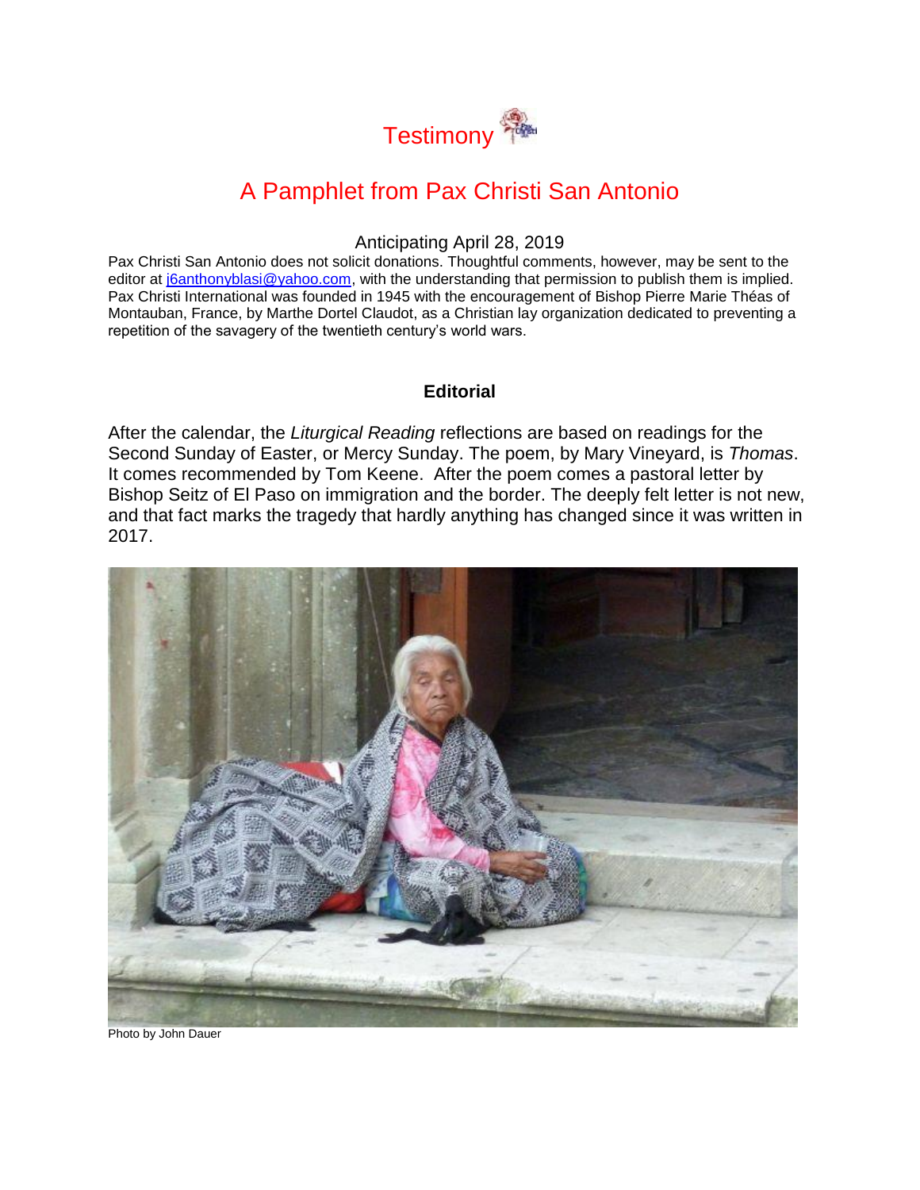# Testimony

## A Pamphlet from Pax Christi San Antonio

Anticipating April 28, 2019

Pax Christi San Antonio does not solicit donations. Thoughtful comments, however, may be sent to the editor at j6anthonyblasi@yahoo.com, with the understanding that permission to publish them is implied. Pax Christi International was founded in 1945 with the encouragement of Bishop Pierre Marie Théas of Montauban, France, by Marthe Dortel Claudot, as a Christian lay organization dedicated to preventing a repetition of the savagery of the twentieth century's world wars.

### Editorial

After the calendar, the *Liturgical Reading* reflections are based on readings for the Second Sunday of Easter, or Mercy Sunday. The poem, by Mary Vineyard, is *Thomas*. It comes recommended by Tom Keene. After the poem comes a pastoral letter by Bishop Seitz of El Paso on immigration and the border. The deeply felt letter is not new, and that fact marks the tragedy that hardly anything has changed since it was written in 2017.

Photo by John Dauer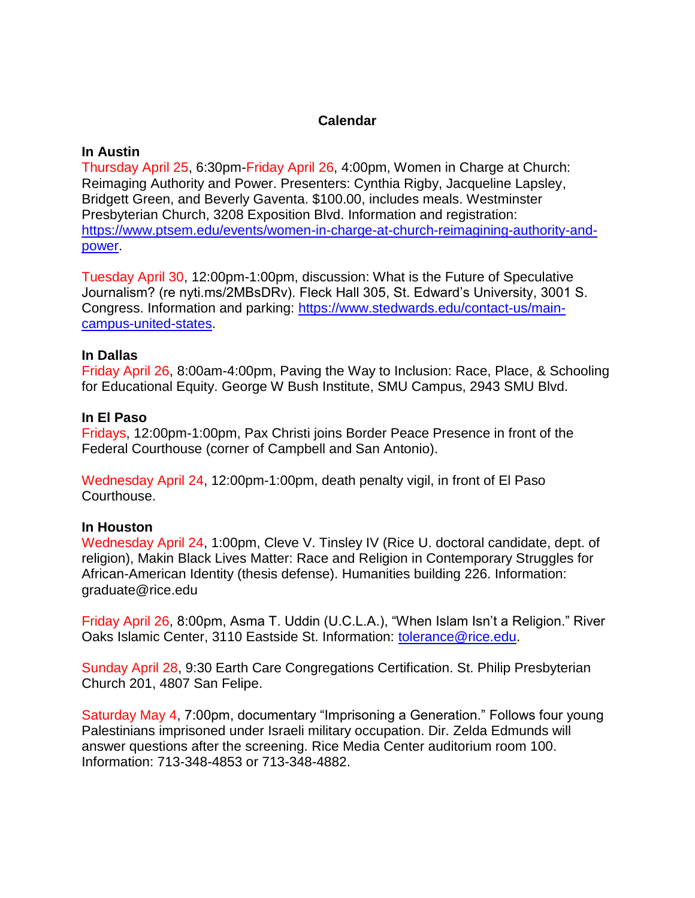## Calendar

**In Austin**

Thursday April 25, 6:30pm-Friday April 26, 4:00pm, Women in Charge at Church: Reimaging Authority and Power. Presenters: Cynthia Rigby, Jacqueline Lapsley, Bridgett Green, and Beverly Gaventa. $100.00, includes meals. Westminster Presbyterian Church, 3208 Exposition Blvd. Information and registration: [https://www.ptsem.edu/events/women-in-charge-at-church-reimagining-authority-and-power](https://www.ptsem.edu/events/women-in-charge-at-church-reimagining-authority-and-power).

Tuesday April 30, 12:00pm-1:00pm, discussion: What is the Future of Speculative Journalism? (re nyti.ms/2MBsDRv). Fleck Hall 305, St. Edward's University, 3001 S. Congress. Information and parking: [https://www.stedwards.edu/contact-us/main-campus-united-states](https://www.stedwards.edu/contact-us/main-campus-united-states).

**In Dallas**

Friday April 26, 8:00am-4:00pm, Paving the Way to Inclusion: Race, Place, & Schooling for Educational Equity. George W Bush Institute, SMU Campus, 2943 SMU Blvd.

**In El Paso**

Fridays, 12:00pm-1:00pm, Pax Christi joins Border Peace Presence in front of the Federal Courthouse (corner of Campbell and San Antonio).

Wednesday April 24, 12:00pm-1:00pm, death penalty vigil, in front of El Paso Courthouse.

**In Houston**

Wednesday April 24, 1:00pm, Cleve V. Tinsley IV (Rice U. doctoral candidate, dept. of religion), Makin Black Lives Matter: Race and Religion in Contemporary Struggles for African-American Identity (thesis defense). Humanities building 226. Information: graduate@rice.edu

Friday April 26, 8:00pm, Asma T. Uddin (U.C.L.A.), "When Islam Isn't a Religion." River Oaks Islamic Center, 3110 Eastside St. Information: [tolerance@rice.edu](mailto:tolerance@rice.edu).

Sunday April 28, 9:30 Earth Care Congregations Certification. St. Philip Presbyterian Church 201, 4807 San Felipe.

Saturday May 4, 7:00pm, documentary "Imprisoning a Generation." Follows four young Palestinians imprisoned under Israeli military occupation. Dir. Zelda Edmunds will answer questions after the screening. Rice Media Center auditorium room 100. Information: 713-348-4853 or 713-348-4882.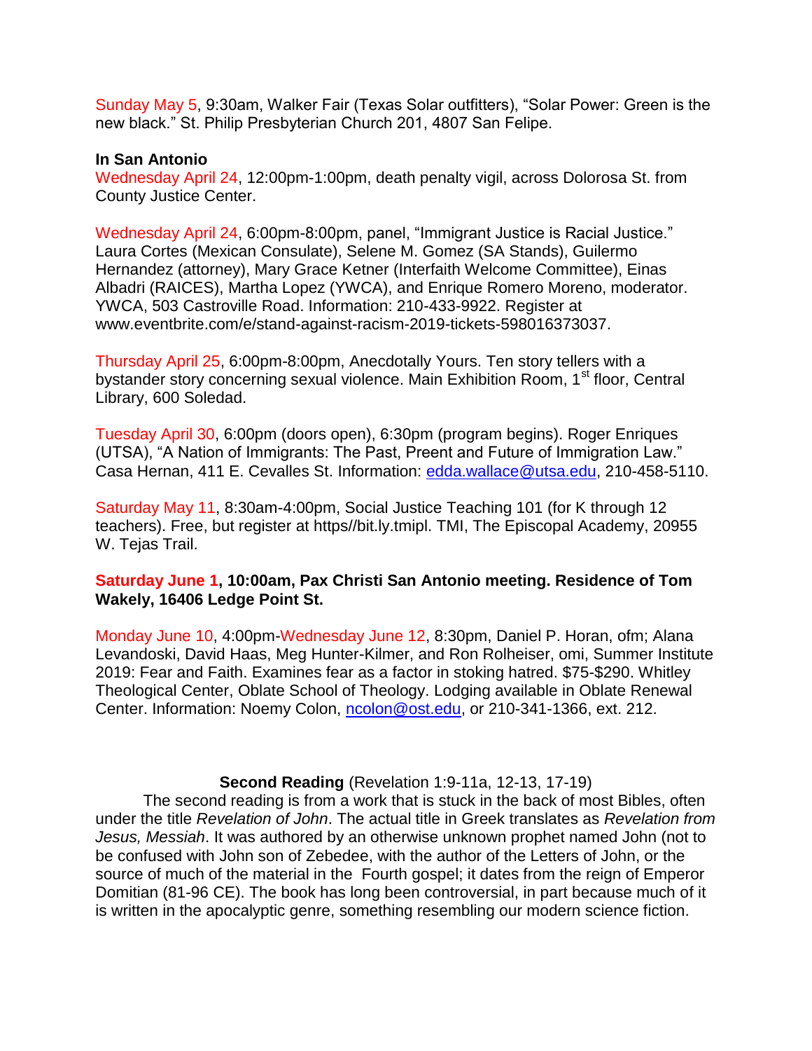Sunday May 5, 9:30am, Walker Fair (Texas Solar outfitters), "Solar Power: Green is the new black." St. Philip Presbyterian Church 201, 4807 San Felipe.

**In San Antonio**

Wednesday April 24, 12:00pm-1:00pm, death penalty vigil, across Dolorosa St. from County Justice Center.

Wednesday April 24, 6:00pm-8:00pm, panel, "Immigrant Justice is Racial Justice." Laura Cortes (Mexican Consulate), Selene M. Gomez (SA Stands), Guilermo Hernandez (attorney), Mary Grace Ketner (Interfaith Welcome Committee), Einas Albadri (RAICES), Martha Lopez (YWCA), and Enrique Romero Moreno, moderator. YWCA, 503 Castroville Road. Information: 210-433-9922. Register at www.eventbrite.com/e/stand-against-racism-2019-tickets-598016373037.

Thursday April 25, 6:00pm-8:00pm, Anecdotally Yours. Ten story tellers with a bystander story concerning sexual violence. Main Exhibition Room, 1st floor, Central Library, 600 Soledad.

Tuesday April 30, 6:00pm (doors open), 6:30pm (program begins). Roger Enriques (UTSA), "A Nation of Immigrants: The Past, Preent and Future of Immigration Law." Casa Hernan, 411 E. Cevalles St. Information: edda.wallace@utsa.edu, 210-458-5110.

Saturday May 11, 8:30am-4:00pm, Social Justice Teaching 101 (for K through 12 teachers). Free, but register at https//bit.ly.tmipl. TMI, The Episcopal Academy, 20955 W. Tejas Trail.

**Saturday June 1, 10:00am, Pax Christi San Antonio meeting. Residence of Tom Wakely, 16406 Ledge Point St.**

Monday June 10, 4:00pm-Wednesday June 12, 8:30pm, Daniel P. Horan, ofm; Alana Levandoski, David Haas, Meg Hunter-Kilmer, and Ron Rolheiser, omi, Summer Institute 2019: Fear and Faith. Examines fear as a factor in stoking hatred. $75-$290. Whitley Theological Center, Oblate School of Theology. Lodging available in Oblate Renewal Center. Information: Noemy Colon, ncolon@ost.edu, or 210-341-1366, ext. 212.

**Second Reading** (Revelation 1:9-11a, 12-13, 17-19)

The second reading is from a work that is stuck in the back of most Bibles, often under the title *Revelation of John*. The actual title in Greek translates as *Revelation from Jesus, Messiah*. It was authored by an otherwise unknown prophet named John (not to be confused with John son of Zebedee, with the author of the Letters of John, or the source of much of the material in the Fourth gospel; it dates from the reign of Emperor Domitian (81-96 CE). The book has long been controversial, in part because much of it is written in the apocalyptic genre, something resembling our modern science fiction.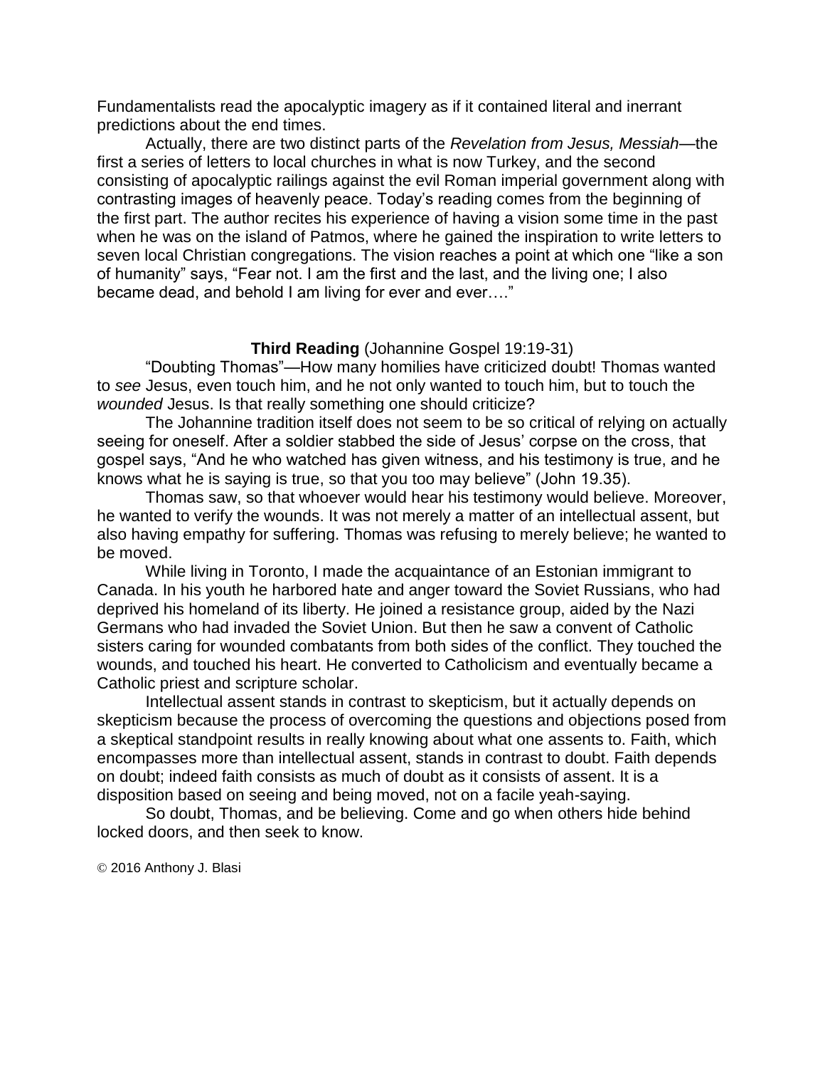Fundamentalists read the apocalyptic imagery as if it contained literal and inerrant predictions about the end times.

Actually, there are two distinct parts of the *Revelation from Jesus, Messiah*—the first a series of letters to local churches in what is now Turkey, and the second consisting of apocalyptic railings against the evil Roman imperial government along with contrasting images of heavenly peace. Today's reading comes from the beginning of the first part. The author recites his experience of having a vision some time in the past when he was on the island of Patmos, where he gained the inspiration to write letters to seven local Christian congregations. The vision reaches a point at which one "like a son of humanity" says, "Fear not. I am the first and the last, and the living one; I also became dead, and behold I am living for ever and ever…."

**Third Reading** (Johannine Gospel 19:19-31)

"Doubting Thomas"—How many homilies have criticized doubt! Thomas wanted to *see* Jesus, even touch him, and he not only wanted to touch him, but to touch the *wounded* Jesus. Is that really something one should criticize?

The Johannine tradition itself does not seem to be so critical of relying on actually seeing for oneself. After a soldier stabbed the side of Jesus' corpse on the cross, that gospel says, "And he who watched has given witness, and his testimony is true, and he knows what he is saying is true, so that you too may believe" (John 19.35).

Thomas saw, so that whoever would hear his testimony would believe. Moreover, he wanted to verify the wounds. It was not merely a matter of an intellectual assent, but also having empathy for suffering. Thomas was refusing to merely believe; he wanted to be moved.

While living in Toronto, I made the acquaintance of an Estonian immigrant to Canada. In his youth he harbored hate and anger toward the Soviet Russians, who had deprived his homeland of its liberty. He joined a resistance group, aided by the Nazi Germans who had invaded the Soviet Union. But then he saw a convent of Catholic sisters caring for wounded combatants from both sides of the conflict. They touched the wounds, and touched his heart. He converted to Catholicism and eventually became a Catholic priest and scripture scholar.

Intellectual assent stands in contrast to skepticism, but it actually depends on skepticism because the process of overcoming the questions and objections posed from a skeptical standpoint results in really knowing about what one assents to. Faith, which encompasses more than intellectual assent, stands in contrast to doubt. Faith depends on doubt; indeed faith consists as much of doubt as it consists of assent. It is a disposition based on seeing and being moved, not on a facile yeah-saying.

So doubt, Thomas, and be believing. Come and go when others hide behind locked doors, and then seek to know.

© 2016 Anthony J. Blasi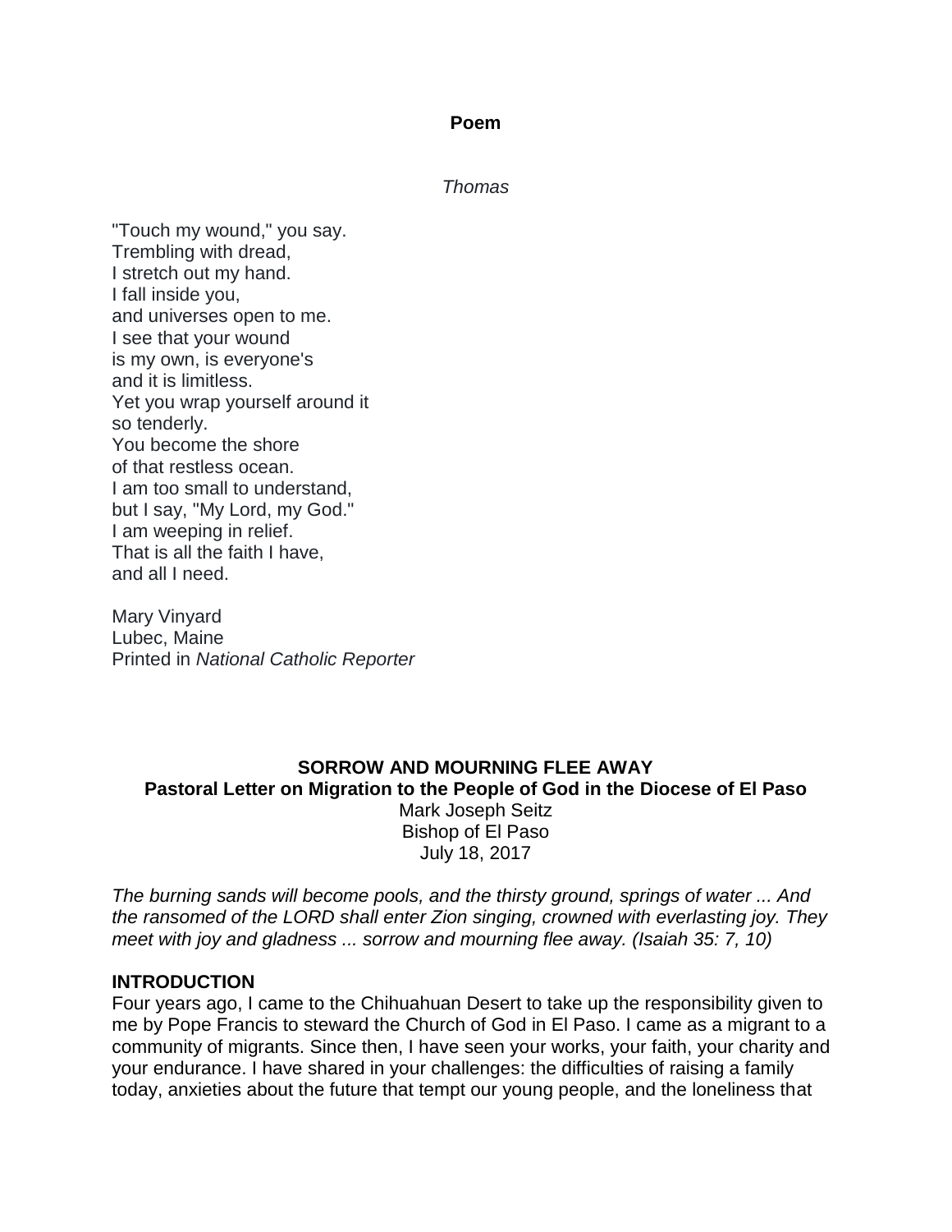## Poem

*Thomas*

"Touch my wound," you say.  
Trembling with dread,  
I stretch out my hand.  
I fall inside you,  
and universes open to me.  
I see that your wound  
is my own, is everyone's  
and it is limitless.  
Yet you wrap yourself around it  
so tenderly.  
You become the shore  
of that restless ocean.  
I am too small to understand,  
but I say, "My Lord, my God."  
I am weeping in relief.  
That is all the faith I have,  
and all I need.

Mary Vinyard  
Lubec, Maine  
Printed in *National Catholic Reporter*

## SORROW AND MOURNING FLEE AWAY

### Pastoral Letter on Migration to the People of God in the Diocese of El Paso

Mark Joseph Seitz  
Bishop of El Paso  
July 18, 2017

*The burning sands will become pools, and the thirsty ground, springs of water ... And the ransomed of the LORD shall enter Zion singing, crowned with everlasting joy. They meet with joy and gladness ... sorrow and mourning flee away. (Isaiah 35: 7, 10)*

### INTRODUCTION

Four years ago, I came to the Chihuahuan Desert to take up the responsibility given to me by Pope Francis to steward the Church of God in El Paso. I came as a migrant to a community of migrants. Since then, I have seen your works, your faith, your charity and your endurance. I have shared in your challenges: the difficulties of raising a family today, anxieties about the future that tempt our young people, and the loneliness that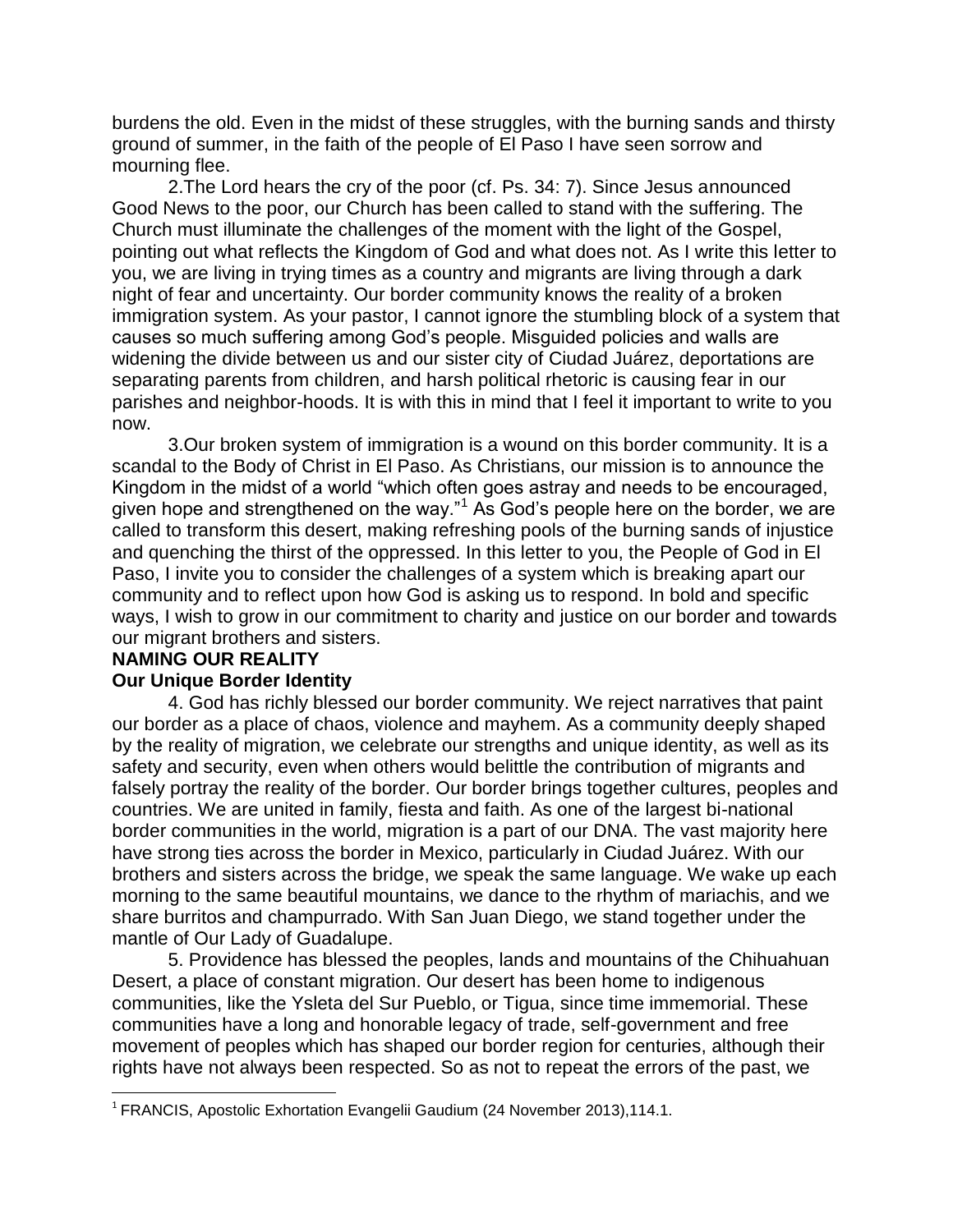burdens the old. Even in the midst of these struggles, with the burning sands and thirsty ground of summer, in the faith of the people of El Paso I have seen sorrow and mourning flee.

2.The Lord hears the cry of the poor (cf. Ps. 34: 7). Since Jesus announced Good News to the poor, our Church has been called to stand with the suffering. The Church must illuminate the challenges of the moment with the light of the Gospel, pointing out what reflects the Kingdom of God and what does not. As I write this letter to you, we are living in trying times as a country and migrants are living through a dark night of fear and uncertainty. Our border community knows the reality of a broken immigration system. As your pastor, I cannot ignore the stumbling block of a system that causes so much suffering among God's people. Misguided policies and walls are widening the divide between us and our sister city of Ciudad Juárez, deportations are separating parents from children, and harsh political rhetoric is causing fear in our parishes and neighbor-hoods. It is with this in mind that I feel it important to write to you now.

3.Our broken system of immigration is a wound on this border community. It is a scandal to the Body of Christ in El Paso. As Christians, our mission is to announce the Kingdom in the midst of a world "which often goes astray and needs to be encouraged, given hope and strengthened on the way."[1] As God's people here on the border, we are called to transform this desert, making refreshing pools of the burning sands of injustice and quenching the thirst of the oppressed. In this letter to you, the People of God in El Paso, I invite you to consider the challenges of a system which is breaking apart our community and to reflect upon how God is asking us to respond. In bold and specific ways, I wish to grow in our commitment to charity and justice on our border and towards our migrant brothers and sisters.

## NAMING OUR REALITY

### Our Unique Border Identity

4. God has richly blessed our border community. We reject narratives that paint our border as a place of chaos, violence and mayhem. As a community deeply shaped by the reality of migration, we celebrate our strengths and unique identity, as well as its safety and security, even when others would belittle the contribution of migrants and falsely portray the reality of the border. Our border brings together cultures, peoples and countries. We are united in family, fiesta and faith. As one of the largest bi-national border communities in the world, migration is a part of our DNA. The vast majority here have strong ties across the border in Mexico, particularly in Ciudad Juárez. With our brothers and sisters across the bridge, we speak the same language. We wake up each morning to the same beautiful mountains, we dance to the rhythm of mariachis, and we share burritos and champurrado. With San Juan Diego, we stand together under the mantle of Our Lady of Guadalupe.

5. Providence has blessed the peoples, lands and mountains of the Chihuahuan Desert, a place of constant migration. Our desert has been home to indigenous communities, like the Ysleta del Sur Pueblo, or Tigua, since time immemorial. These communities have a long and honorable legacy of trade, self-government and free movement of peoples which has shaped our border region for centuries, although their rights have not always been respected. So as not to repeat the errors of the past, we

---

[1] FRANCIS, Apostolic Exhortation Evangelii Gaudium (24 November 2013),114.1.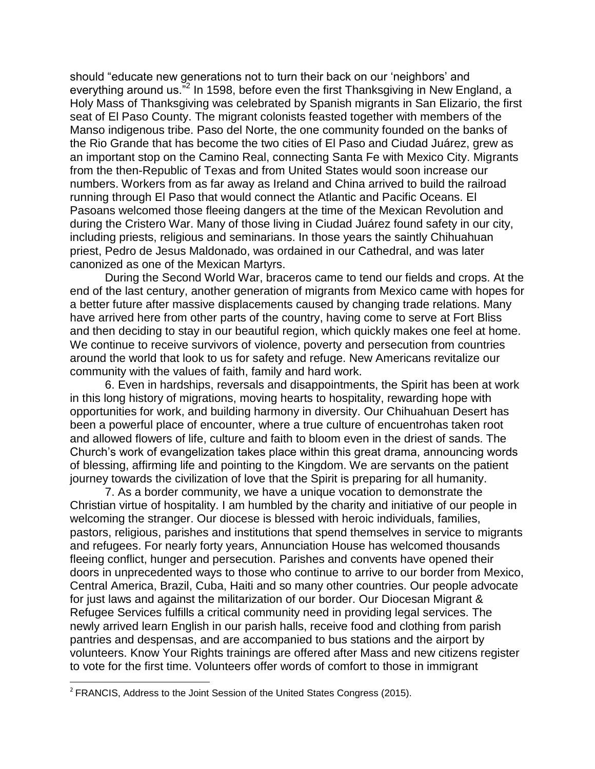should "educate new generations not to turn their back on our 'neighbors' and everything around us."[2] In 1598, before even the first Thanksgiving in New England, a Holy Mass of Thanksgiving was celebrated by Spanish migrants in San Elizario, the first seat of El Paso County. The migrant colonists feasted together with members of the Manso indigenous tribe. Paso del Norte, the one community founded on the banks of the Rio Grande that has become the two cities of El Paso and Ciudad Juárez, grew as an important stop on the Camino Real, connecting Santa Fe with Mexico City. Migrants from the then-Republic of Texas and from United States would soon increase our numbers. Workers from as far away as Ireland and China arrived to build the railroad running through El Paso that would connect the Atlantic and Pacific Oceans. El Pasoans welcomed those fleeing dangers at the time of the Mexican Revolution and during the Cristero War. Many of those living in Ciudad Juárez found safety in our city, including priests, religious and seminarians. In those years the saintly Chihuahuan priest, Pedro de Jesus Maldonado, was ordained in our Cathedral, and was later canonized as one of the Mexican Martyrs.

During the Second World War, braceros came to tend our fields and crops. At the end of the last century, another generation of migrants from Mexico came with hopes for a better future after massive displacements caused by changing trade relations. Many have arrived here from other parts of the country, having come to serve at Fort Bliss and then deciding to stay in our beautiful region, which quickly makes one feel at home. We continue to receive survivors of violence, poverty and persecution from countries around the world that look to us for safety and refuge. New Americans revitalize our community with the values of faith, family and hard work.

6. Even in hardships, reversals and disappointments, the Spirit has been at work in this long history of migrations, moving hearts to hospitality, rewarding hope with opportunities for work, and building harmony in diversity. Our Chihuahuan Desert has been a powerful place of encounter, where a true culture of encuentrohas taken root and allowed flowers of life, culture and faith to bloom even in the driest of sands. The Church's work of evangelization takes place within this great drama, announcing words of blessing, affirming life and pointing to the Kingdom. We are servants on the patient journey towards the civilization of love that the Spirit is preparing for all humanity.

7. As a border community, we have a unique vocation to demonstrate the Christian virtue of hospitality. I am humbled by the charity and initiative of our people in welcoming the stranger. Our diocese is blessed with heroic individuals, families, pastors, religious, parishes and institutions that spend themselves in service to migrants and refugees. For nearly forty years, Annunciation House has welcomed thousands fleeing conflict, hunger and persecution. Parishes and convents have opened their doors in unprecedented ways to those who continue to arrive to our border from Mexico, Central America, Brazil, Cuba, Haiti and so many other countries. Our people advocate for just laws and against the militarization of our border. Our Diocesan Migrant & Refugee Services fulfills a critical community need in providing legal services. The newly arrived learn English in our parish halls, receive food and clothing from parish pantries and despensas, and are accompanied to bus stations and the airport by volunteers. Know Your Rights trainings are offered after Mass and new citizens register to vote for the first time. Volunteers offer words of comfort to those in immigrant

[2] FRANCIS, Address to the Joint Session of the United States Congress (2015).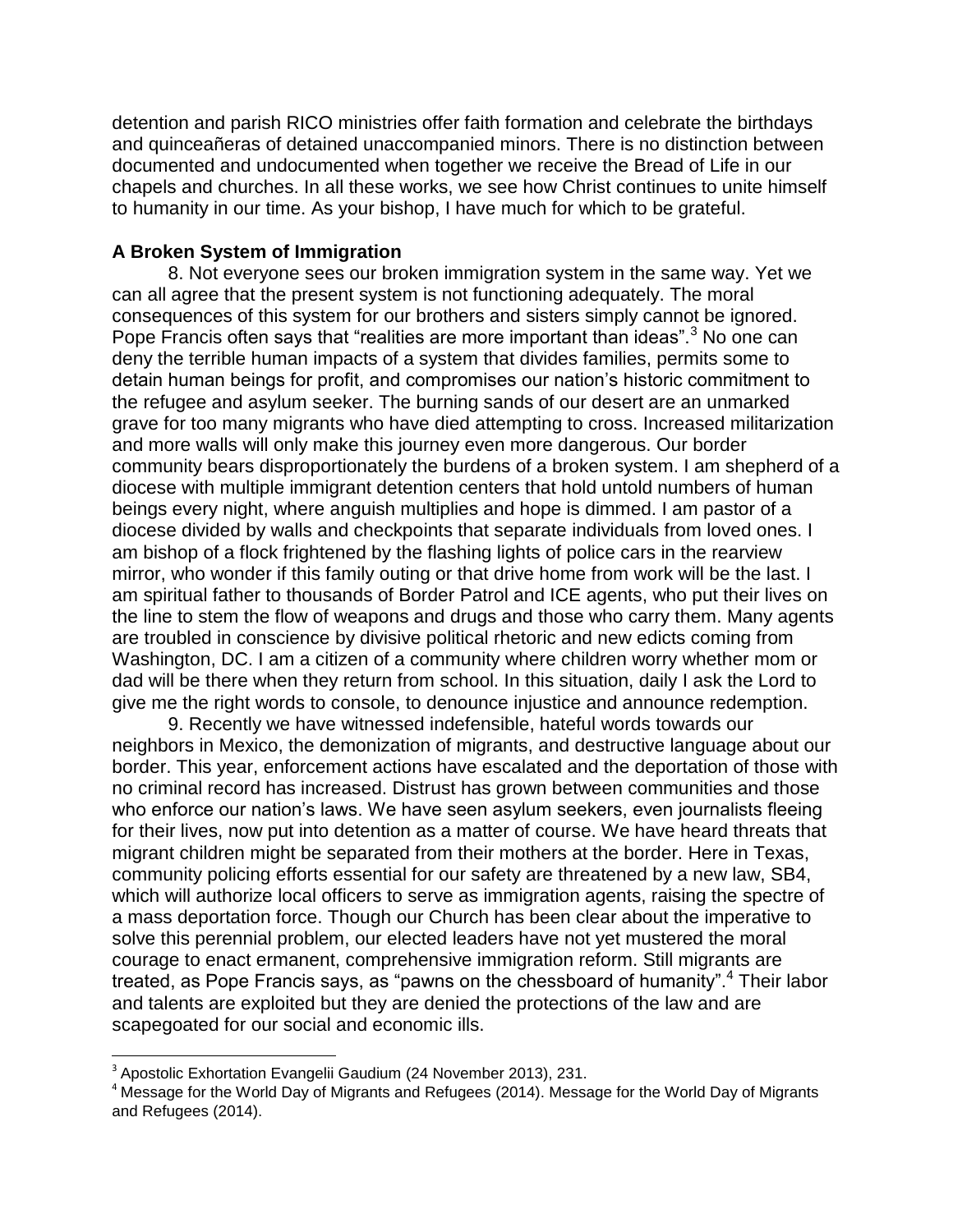detention and parish RICO ministries offer faith formation and celebrate the birthdays and quinceañeras of detained unaccompanied minors. There is no distinction between documented and undocumented when together we receive the Bread of Life in our chapels and churches. In all these works, we see how Christ continues to unite himself to humanity in our time. As your bishop, I have much for which to be grateful.

**A Broken System of Immigration**

8. Not everyone sees our broken immigration system in the same way. Yet we can all agree that the present system is not functioning adequately. The moral consequences of this system for our brothers and sisters simply cannot be ignored. Pope Francis often says that "realities are more important than ideas".[3] No one can deny the terrible human impacts of a system that divides families, permits some to detain human beings for profit, and compromises our nation's historic commitment to the refugee and asylum seeker. The burning sands of our desert are an unmarked grave for too many migrants who have died attempting to cross. Increased militarization and more walls will only make this journey even more dangerous. Our border community bears disproportionately the burdens of a broken system. I am shepherd of a diocese with multiple immigrant detention centers that hold untold numbers of human beings every night, where anguish multiplies and hope is dimmed. I am pastor of a diocese divided by walls and checkpoints that separate individuals from loved ones. I am bishop of a flock frightened by the flashing lights of police cars in the rearview mirror, who wonder if this family outing or that drive home from work will be the last. I am spiritual father to thousands of Border Patrol and ICE agents, who put their lives on the line to stem the flow of weapons and drugs and those who carry them. Many agents are troubled in conscience by divisive political rhetoric and new edicts coming from Washington, DC. I am a citizen of a community where children worry whether mom or dad will be there when they return from school. In this situation, daily I ask the Lord to give me the right words to console, to denounce injustice and announce redemption.

9. Recently we have witnessed indefensible, hateful words towards our neighbors in Mexico, the demonization of migrants, and destructive language about our border. This year, enforcement actions have escalated and the deportation of those with no criminal record has increased. Distrust has grown between communities and those who enforce our nation's laws. We have seen asylum seekers, even journalists fleeing for their lives, now put into detention as a matter of course. We have heard threats that migrant children might be separated from their mothers at the border. Here in Texas, community policing efforts essential for our safety are threatened by a new law, SB4, which will authorize local officers to serve as immigration agents, raising the spectre of a mass deportation force. Though our Church has been clear about the imperative to solve this perennial problem, our elected leaders have not yet mustered the moral courage to enact ermanent, comprehensive immigration reform. Still migrants are treated, as Pope Francis says, as "pawns on the chessboard of humanity".[4] Their labor and talents are exploited but they are denied the protections of the law and are scapegoated for our social and economic ills.

---

[3] Apostolic Exhortation Evangelii Gaudium (24 November 2013), 231.

[4] Message for the World Day of Migrants and Refugees (2014). Message for the World Day of Migrants and Refugees (2014).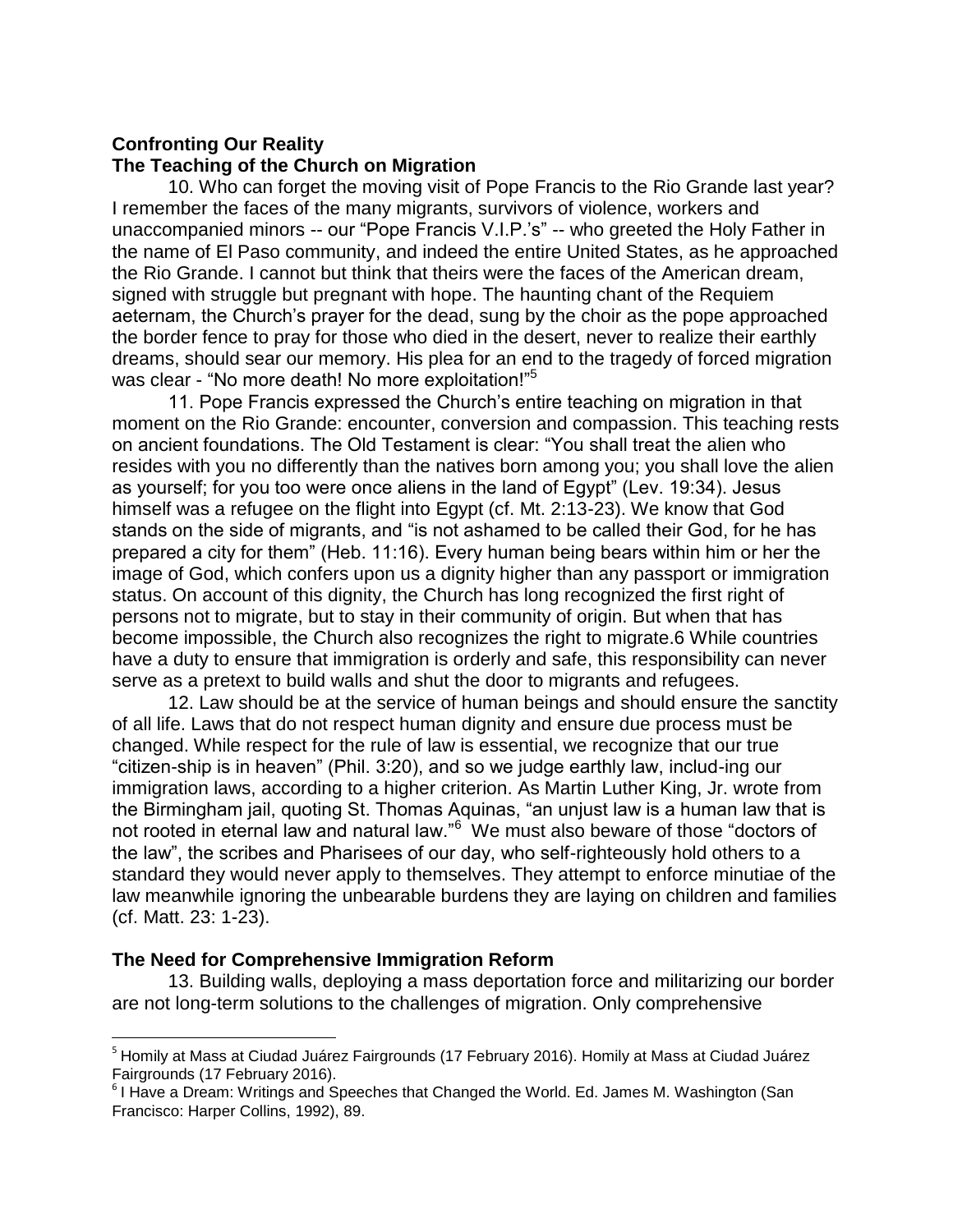## Confronting Our Reality

### The Teaching of the Church on Migration

10. Who can forget the moving visit of Pope Francis to the Rio Grande last year? I remember the faces of the many migrants, survivors of violence, workers and unaccompanied minors -- our "Pope Francis V.I.P.'s" -- who greeted the Holy Father in the name of El Paso community, and indeed the entire United States, as he approached the Rio Grande. I cannot but think that theirs were the faces of the American dream, signed with struggle but pregnant with hope. The haunting chant of the Requiem aeternam, the Church's prayer for the dead, sung by the choir as the pope approached the border fence to pray for those who died in the desert, never to realize their earthly dreams, should sear our memory. His plea for an end to the tragedy of forced migration was clear - "No more death! No more exploitation!"[5]

11. Pope Francis expressed the Church's entire teaching on migration in that moment on the Rio Grande: encounter, conversion and compassion. This teaching rests on ancient foundations. The Old Testament is clear: "You shall treat the alien who resides with you no differently than the natives born among you; you shall love the alien as yourself; for you too were once aliens in the land of Egypt" (Lev. 19:34). Jesus himself was a refugee on the flight into Egypt (cf. Mt. 2:13-23). We know that God stands on the side of migrants, and "is not ashamed to be called their God, for he has prepared a city for them" (Heb. 11:16). Every human being bears within him or her the image of God, which confers upon us a dignity higher than any passport or immigration status. On account of this dignity, the Church has long recognized the first right of persons not to migrate, but to stay in their community of origin. But when that has become impossible, the Church also recognizes the right to migrate.6 While countries have a duty to ensure that immigration is orderly and safe, this responsibility can never serve as a pretext to build walls and shut the door to migrants and refugees.

12. Law should be at the service of human beings and should ensure the sanctity of all life. Laws that do not respect human dignity and ensure due process must be changed. While respect for the rule of law is essential, we recognize that our true "citizen-ship is in heaven" (Phil. 3:20), and so we judge earthly law, includ-ing our immigration laws, according to a higher criterion. As Martin Luther King, Jr. wrote from the Birmingham jail, quoting St. Thomas Aquinas, "an unjust law is a human law that is not rooted in eternal law and natural law."[6] We must also beware of those "doctors of the law", the scribes and Pharisees of our day, who self-righteously hold others to a standard they would never apply to themselves. They attempt to enforce minutiae of the law meanwhile ignoring the unbearable burdens they are laying on children and families (cf. Matt. 23: 1-23).

### The Need for Comprehensive Immigration Reform

13. Building walls, deploying a mass deportation force and militarizing our border are not long-term solutions to the challenges of migration. Only comprehensive

---

[5] Homily at Mass at Ciudad Juárez Fairgrounds (17 February 2016). Homily at Mass at Ciudad Juárez Fairgrounds (17 February 2016).

[6] I Have a Dream: Writings and Speeches that Changed the World. Ed. James M. Washington (San Francisco: Harper Collins, 1992), 89.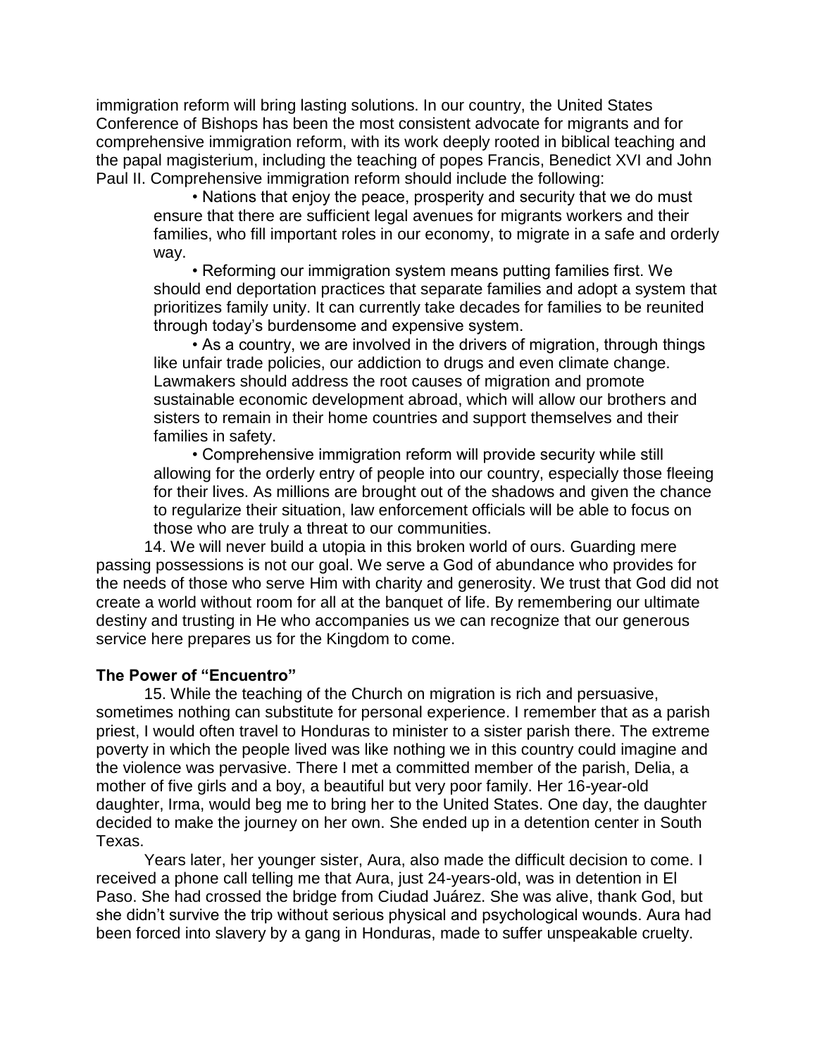immigration reform will bring lasting solutions. In our country, the United States Conference of Bishops has been the most consistent advocate for migrants and for comprehensive immigration reform, with its work deeply rooted in biblical teaching and the papal magisterium, including the teaching of popes Francis, Benedict XVI and John Paul II. Comprehensive immigration reform should include the following:

- Nations that enjoy the peace, prosperity and security that we do must ensure that there are sufficient legal avenues for migrants workers and their families, who fill important roles in our economy, to migrate in a safe and orderly way.
- Reforming our immigration system means putting families first. We should end deportation practices that separate families and adopt a system that prioritizes family unity. It can currently take decades for families to be reunited through today's burdensome and expensive system.
- As a country, we are involved in the drivers of migration, through things like unfair trade policies, our addiction to drugs and even climate change. Lawmakers should address the root causes of migration and promote sustainable economic development abroad, which will allow our brothers and sisters to remain in their home countries and support themselves and their families in safety.
- Comprehensive immigration reform will provide security while still allowing for the orderly entry of people into our country, especially those fleeing for their lives. As millions are brought out of the shadows and given the chance to regularize their situation, law enforcement officials will be able to focus on those who are truly a threat to our communities.

14. We will never build a utopia in this broken world of ours. Guarding mere passing possessions is not our goal. We serve a God of abundance who provides for the needs of those who serve Him with charity and generosity. We trust that God did not create a world without room for all at the banquet of life. By remembering our ultimate destiny and trusting in He who accompanies us we can recognize that our generous service here prepares us for the Kingdom to come.

**The Power of "Encuentro"**

15. While the teaching of the Church on migration is rich and persuasive, sometimes nothing can substitute for personal experience. I remember that as a parish priest, I would often travel to Honduras to minister to a sister parish there. The extreme poverty in which the people lived was like nothing we in this country could imagine and the violence was pervasive. There I met a committed member of the parish, Delia, a mother of five girls and a boy, a beautiful but very poor family. Her 16-year-old daughter, Irma, would beg me to bring her to the United States. One day, the daughter decided to make the journey on her own. She ended up in a detention center in South Texas.

Years later, her younger sister, Aura, also made the difficult decision to come. I received a phone call telling me that Aura, just 24-years-old, was in detention in El Paso. She had crossed the bridge from Ciudad Juárez. She was alive, thank God, but she didn't survive the trip without serious physical and psychological wounds. Aura had been forced into slavery by a gang in Honduras, made to suffer unspeakable cruelty.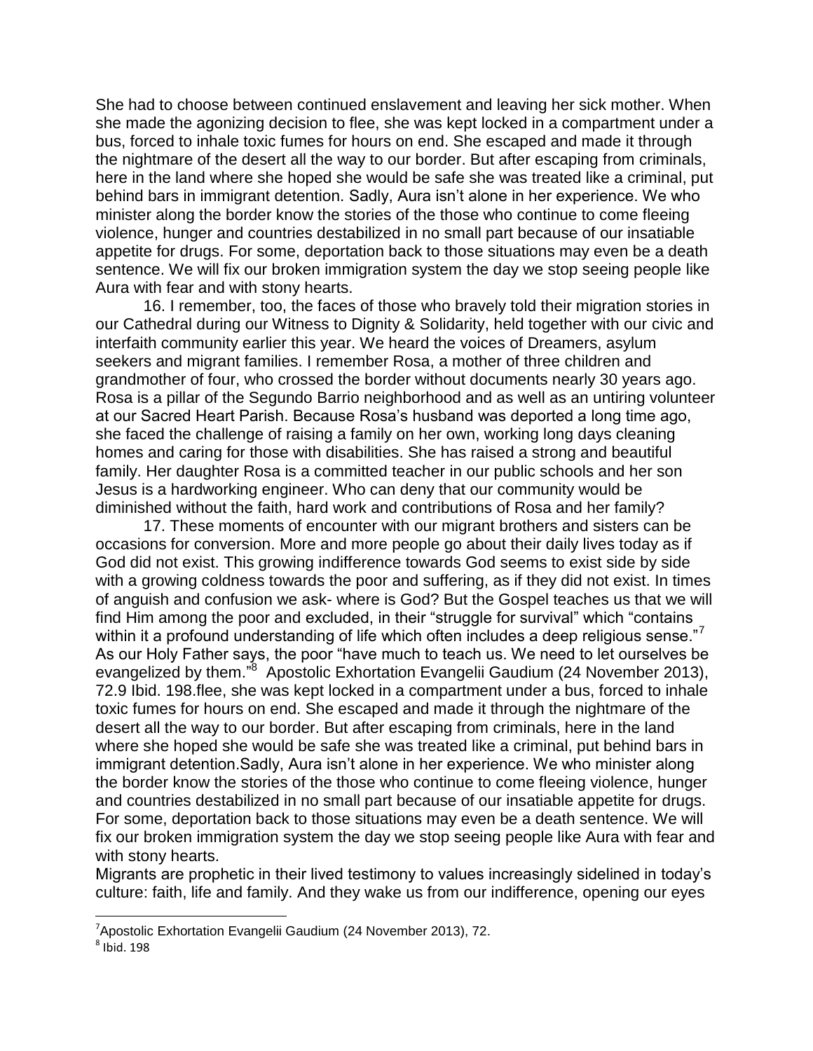She had to choose between continued enslavement and leaving her sick mother. When she made the agonizing decision to flee, she was kept locked in a compartment under a bus, forced to inhale toxic fumes for hours on end. She escaped and made it through the nightmare of the desert all the way to our border. But after escaping from criminals, here in the land where she hoped she would be safe she was treated like a criminal, put behind bars in immigrant detention. Sadly, Aura isn't alone in her experience. We who minister along the border know the stories of the those who continue to come fleeing violence, hunger and countries destabilized in no small part because of our insatiable appetite for drugs. For some, deportation back to those situations may even be a death sentence. We will fix our broken immigration system the day we stop seeing people like Aura with fear and with stony hearts.

16. I remember, too, the faces of those who bravely told their migration stories in our Cathedral during our Witness to Dignity & Solidarity, held together with our civic and interfaith community earlier this year. We heard the voices of Dreamers, asylum seekers and migrant families. I remember Rosa, a mother of three children and grandmother of four, who crossed the border without documents nearly 30 years ago. Rosa is a pillar of the Segundo Barrio neighborhood and as well as an untiring volunteer at our Sacred Heart Parish. Because Rosa's husband was deported a long time ago, she faced the challenge of raising a family on her own, working long days cleaning homes and caring for those with disabilities. She has raised a strong and beautiful family. Her daughter Rosa is a committed teacher in our public schools and her son Jesus is a hardworking engineer. Who can deny that our community would be diminished without the faith, hard work and contributions of Rosa and her family?

17. These moments of encounter with our migrant brothers and sisters can be occasions for conversion. More and more people go about their daily lives today as if God did not exist. This growing indifference towards God seems to exist side by side with a growing coldness towards the poor and suffering, as if they did not exist. In times of anguish and confusion we ask- where is God? But the Gospel teaches us that we will find Him among the poor and excluded, in their "struggle for survival" which "contains within it a profound understanding of life which often includes a deep religious sense."[7] As our Holy Father says, the poor "have much to teach us. We need to let ourselves be evangelized by them."[8] Apostolic Exhortation Evangelii Gaudium (24 November 2013), 72.9 Ibid. 198.flee, she was kept locked in a compartment under a bus, forced to inhale toxic fumes for hours on end. She escaped and made it through the nightmare of the desert all the way to our border. But after escaping from criminals, here in the land where she hoped she would be safe she was treated like a criminal, put behind bars in immigrant detention.Sadly, Aura isn't alone in her experience. We who minister along the border know the stories of the those who continue to come fleeing violence, hunger and countries destabilized in no small part because of our insatiable appetite for drugs. For some, deportation back to those situations may even be a death sentence. We will fix our broken immigration system the day we stop seeing people like Aura with fear and with stony hearts.

Migrants are prophetic in their lived testimony to values increasingly sidelined in today's culture: faith, life and family. And they wake us from our indifference, opening our eyes

---

[7] Apostolic Exhortation Evangelii Gaudium (24 November 2013), 72.

[8] Ibid. 198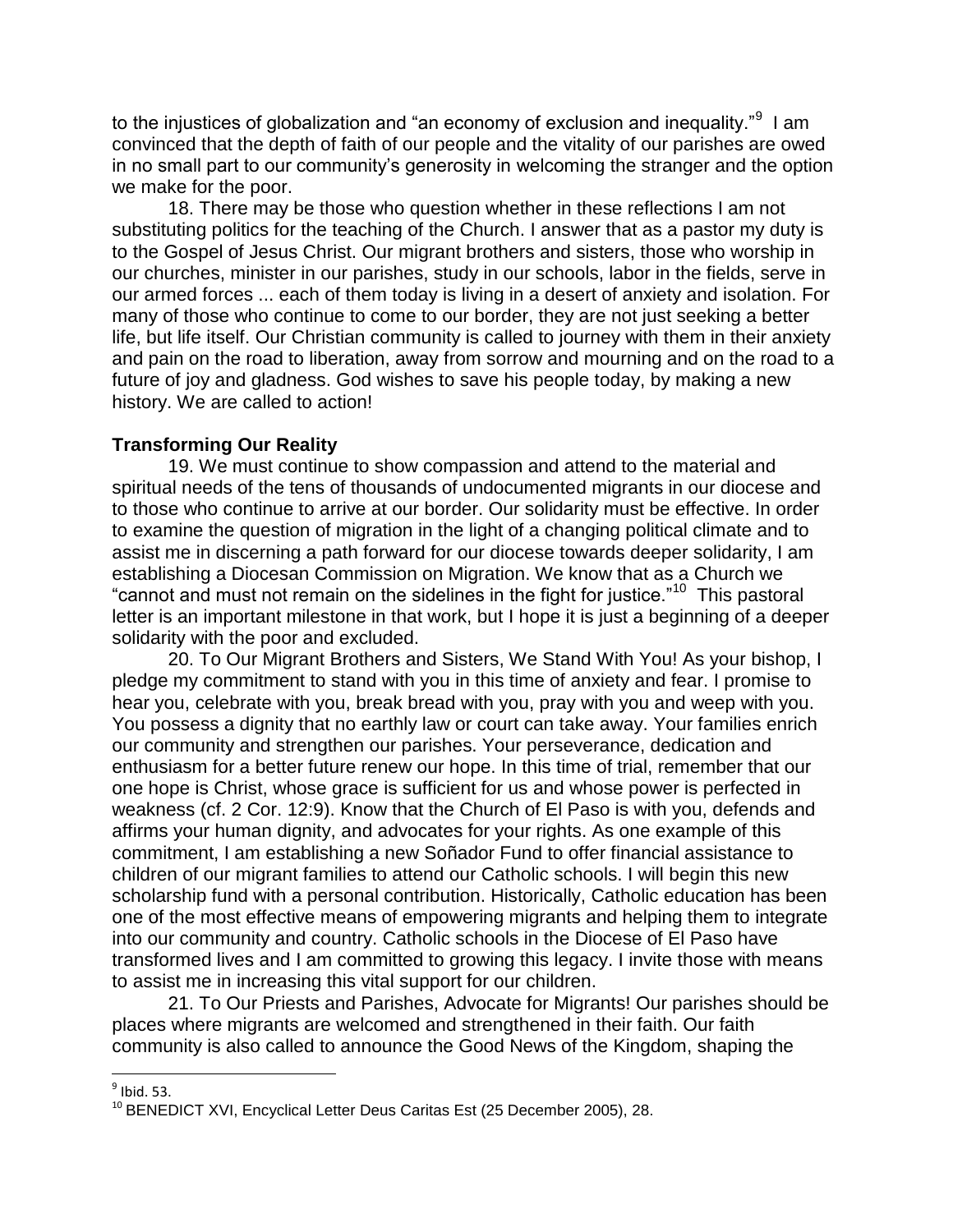to the injustices of globalization and "an economy of exclusion and inequality."[9] I am convinced that the depth of faith of our people and the vitality of our parishes are owed in no small part to our community's generosity in welcoming the stranger and the option we make for the poor.

18. There may be those who question whether in these reflections I am not substituting politics for the teaching of the Church. I answer that as a pastor my duty is to the Gospel of Jesus Christ. Our migrant brothers and sisters, those who worship in our churches, minister in our parishes, study in our schools, labor in the fields, serve in our armed forces ... each of them today is living in a desert of anxiety and isolation. For many of those who continue to come to our border, they are not just seeking a better life, but life itself. Our Christian community is called to journey with them in their anxiety and pain on the road to liberation, away from sorrow and mourning and on the road to a future of joy and gladness. God wishes to save his people today, by making a new history. We are called to action!

**Transforming Our Reality**

19. We must continue to show compassion and attend to the material and spiritual needs of the tens of thousands of undocumented migrants in our diocese and to those who continue to arrive at our border. Our solidarity must be effective. In order to examine the question of migration in the light of a changing political climate and to assist me in discerning a path forward for our diocese towards deeper solidarity, I am establishing a Diocesan Commission on Migration. We know that as a Church we "cannot and must not remain on the sidelines in the fight for justice."[10] This pastoral letter is an important milestone in that work, but I hope it is just a beginning of a deeper solidarity with the poor and excluded.

20. To Our Migrant Brothers and Sisters, We Stand With You! As your bishop, I pledge my commitment to stand with you in this time of anxiety and fear. I promise to hear you, celebrate with you, break bread with you, pray with you and weep with you. You possess a dignity that no earthly law or court can take away. Your families enrich our community and strengthen our parishes. Your perseverance, dedication and enthusiasm for a better future renew our hope. In this time of trial, remember that our one hope is Christ, whose grace is sufficient for us and whose power is perfected in weakness (cf. 2 Cor. 12:9). Know that the Church of El Paso is with you, defends and affirms your human dignity, and advocates for your rights. As one example of this commitment, I am establishing a new Soñador Fund to offer financial assistance to children of our migrant families to attend our Catholic schools. I will begin this new scholarship fund with a personal contribution. Historically, Catholic education has been one of the most effective means of empowering migrants and helping them to integrate into our community and country. Catholic schools in the Diocese of El Paso have transformed lives and I am committed to growing this legacy. I invite those with means to assist me in increasing this vital support for our children.

21. To Our Priests and Parishes, Advocate for Migrants! Our parishes should be places where migrants are welcomed and strengthened in their faith. Our faith community is also called to announce the Good News of the Kingdom, shaping the

---

[9] Ibid. 53.

[10] BENEDICT XVI, Encyclical Letter Deus Caritas Est (25 December 2005), 28.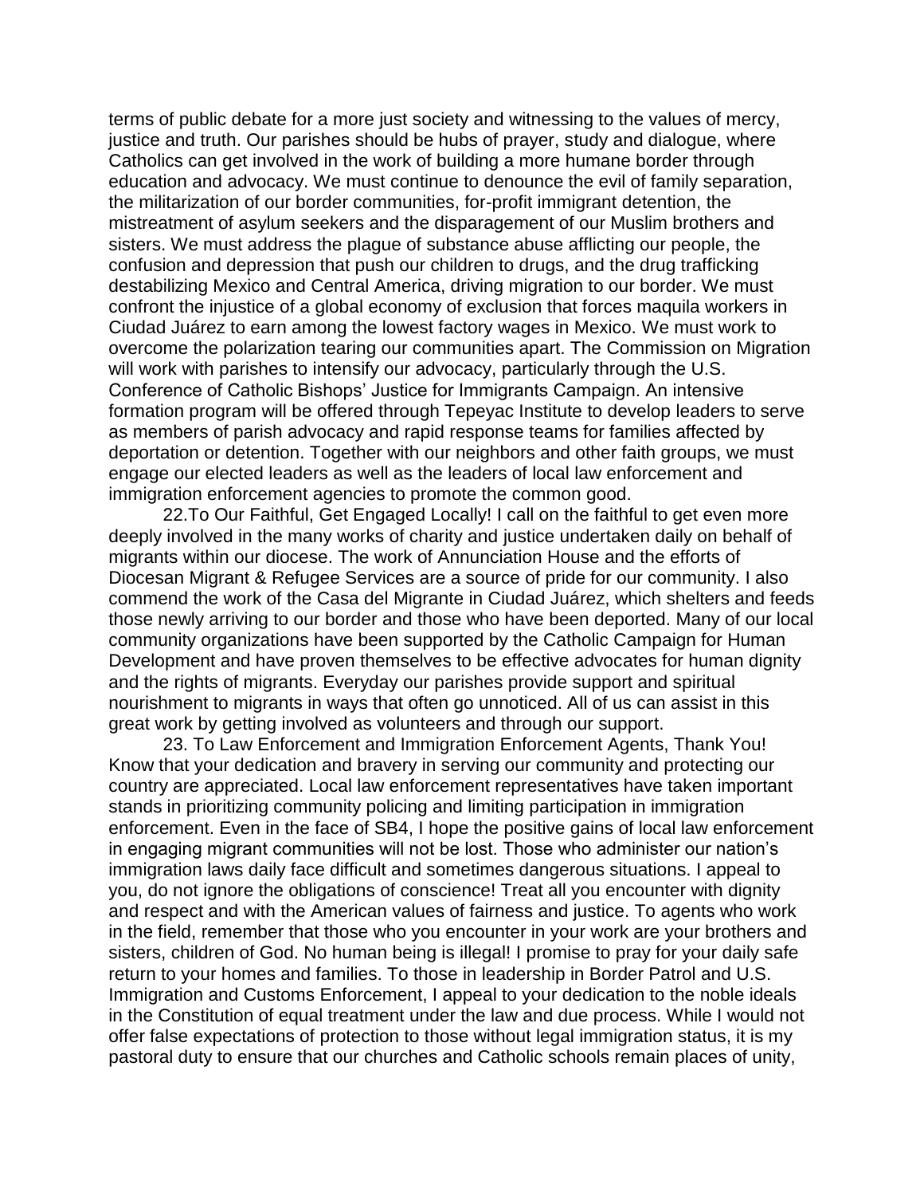terms of public debate for a more just society and witnessing to the values of mercy, justice and truth. Our parishes should be hubs of prayer, study and dialogue, where Catholics can get involved in the work of building a more humane border through education and advocacy. We must continue to denounce the evil of family separation, the militarization of our border communities, for-profit immigrant detention, the mistreatment of asylum seekers and the disparagement of our Muslim brothers and sisters. We must address the plague of substance abuse afflicting our people, the confusion and depression that push our children to drugs, and the drug trafficking destabilizing Mexico and Central America, driving migration to our border. We must confront the injustice of a global economy of exclusion that forces maquila workers in Ciudad Juárez to earn among the lowest factory wages in Mexico. We must work to overcome the polarization tearing our communities apart. The Commission on Migration will work with parishes to intensify our advocacy, particularly through the U.S. Conference of Catholic Bishops' Justice for Immigrants Campaign. An intensive formation program will be offered through Tepeyac Institute to develop leaders to serve as members of parish advocacy and rapid response teams for families affected by deportation or detention. Together with our neighbors and other faith groups, we must engage our elected leaders as well as the leaders of local law enforcement and immigration enforcement agencies to promote the common good.

22.To Our Faithful, Get Engaged Locally! I call on the faithful to get even more deeply involved in the many works of charity and justice undertaken daily on behalf of migrants within our diocese. The work of Annunciation House and the efforts of Diocesan Migrant & Refugee Services are a source of pride for our community. I also commend the work of the Casa del Migrante in Ciudad Juárez, which shelters and feeds those newly arriving to our border and those who have been deported. Many of our local community organizations have been supported by the Catholic Campaign for Human Development and have proven themselves to be effective advocates for human dignity and the rights of migrants. Everyday our parishes provide support and spiritual nourishment to migrants in ways that often go unnoticed. All of us can assist in this great work by getting involved as volunteers and through our support.

23. To Law Enforcement and Immigration Enforcement Agents, Thank You! Know that your dedication and bravery in serving our community and protecting our country are appreciated. Local law enforcement representatives have taken important stands in prioritizing community policing and limiting participation in immigration enforcement. Even in the face of SB4, I hope the positive gains of local law enforcement in engaging migrant communities will not be lost. Those who administer our nation's immigration laws daily face difficult and sometimes dangerous situations. I appeal to you, do not ignore the obligations of conscience! Treat all you encounter with dignity and respect and with the American values of fairness and justice. To agents who work in the field, remember that those who you encounter in your work are your brothers and sisters, children of God. No human being is illegal! I promise to pray for your daily safe return to your homes and families. To those in leadership in Border Patrol and U.S. Immigration and Customs Enforcement, I appeal to your dedication to the noble ideals in the Constitution of equal treatment under the law and due process. While I would not offer false expectations of protection to those without legal immigration status, it is my pastoral duty to ensure that our churches and Catholic schools remain places of unity,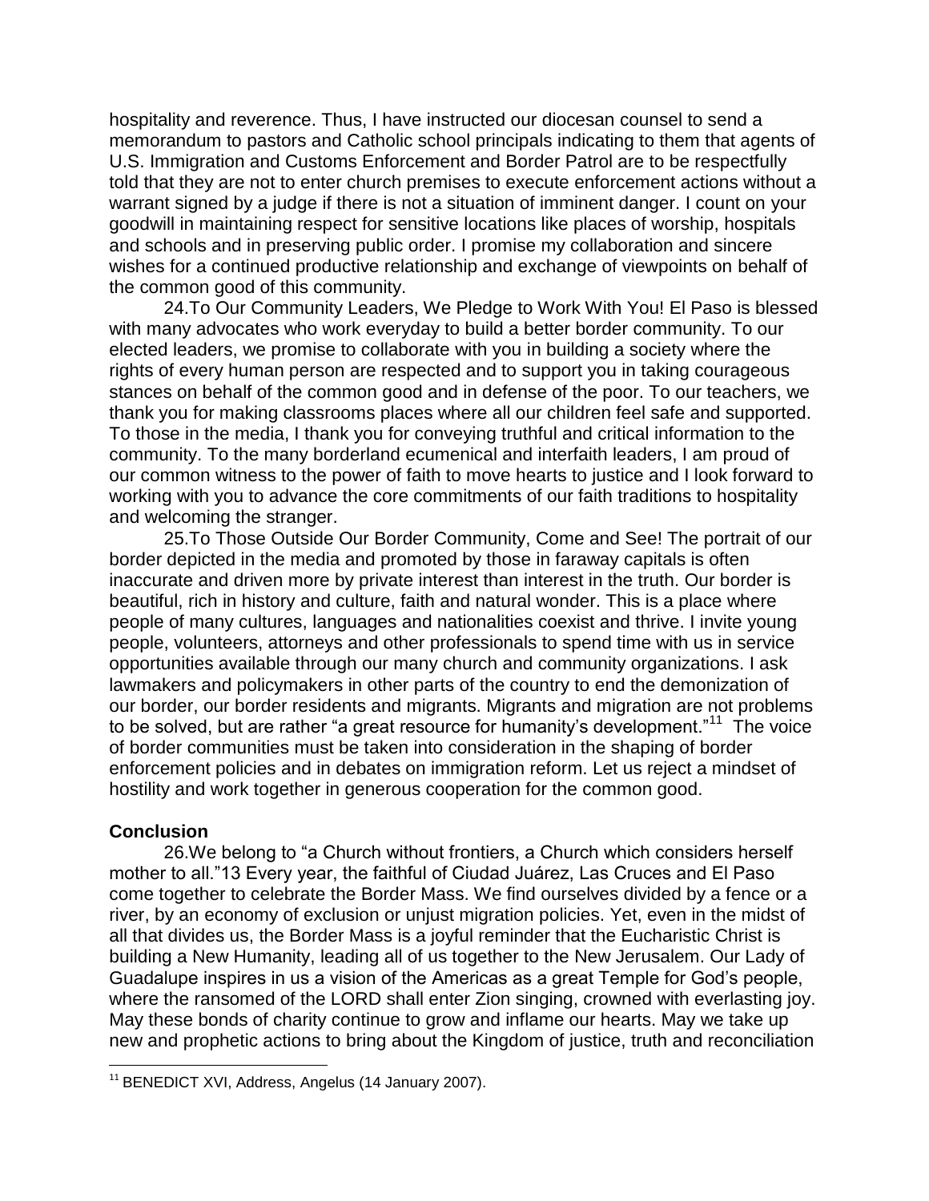hospitality and reverence. Thus, I have instructed our diocesan counsel to send a memorandum to pastors and Catholic school principals indicating to them that agents of U.S. Immigration and Customs Enforcement and Border Patrol are to be respectfully told that they are not to enter church premises to execute enforcement actions without a warrant signed by a judge if there is not a situation of imminent danger. I count on your goodwill in maintaining respect for sensitive locations like places of worship, hospitals and schools and in preserving public order. I promise my collaboration and sincere wishes for a continued productive relationship and exchange of viewpoints on behalf of the common good of this community.

24.To Our Community Leaders, We Pledge to Work With You! El Paso is blessed with many advocates who work everyday to build a better border community. To our elected leaders, we promise to collaborate with you in building a society where the rights of every human person are respected and to support you in taking courageous stances on behalf of the common good and in defense of the poor. To our teachers, we thank you for making classrooms places where all our children feel safe and supported. To those in the media, I thank you for conveying truthful and critical information to the community. To the many borderland ecumenical and interfaith leaders, I am proud of our common witness to the power of faith to move hearts to justice and I look forward to working with you to advance the core commitments of our faith traditions to hospitality and welcoming the stranger.

25.To Those Outside Our Border Community, Come and See! The portrait of our border depicted in the media and promoted by those in faraway capitals is often inaccurate and driven more by private interest than interest in the truth. Our border is beautiful, rich in history and culture, faith and natural wonder. This is a place where people of many cultures, languages and nationalities coexist and thrive. I invite young people, volunteers, attorneys and other professionals to spend time with us in service opportunities available through our many church and community organizations. I ask lawmakers and policymakers in other parts of the country to end the demonization of our border, our border residents and migrants. Migrants and migration are not problems to be solved, but are rather "a great resource for humanity's development."[11] The voice of border communities must be taken into consideration in the shaping of border enforcement policies and in debates on immigration reform. Let us reject a mindset of hostility and work together in generous cooperation for the common good.

## Conclusion

26.We belong to "a Church without frontiers, a Church which considers herself mother to all."13 Every year, the faithful of Ciudad Juárez, Las Cruces and El Paso come together to celebrate the Border Mass. We find ourselves divided by a fence or a river, by an economy of exclusion or unjust migration policies. Yet, even in the midst of all that divides us, the Border Mass is a joyful reminder that the Eucharistic Christ is building a New Humanity, leading all of us together to the New Jerusalem. Our Lady of Guadalupe inspires in us a vision of the Americas as a great Temple for God's people, where the ransomed of the LORD shall enter Zion singing, crowned with everlasting joy. May these bonds of charity continue to grow and inflame our hearts. May we take up new and prophetic actions to bring about the Kingdom of justice, truth and reconciliation

[11] BENEDICT XVI, Address, Angelus (14 January 2007).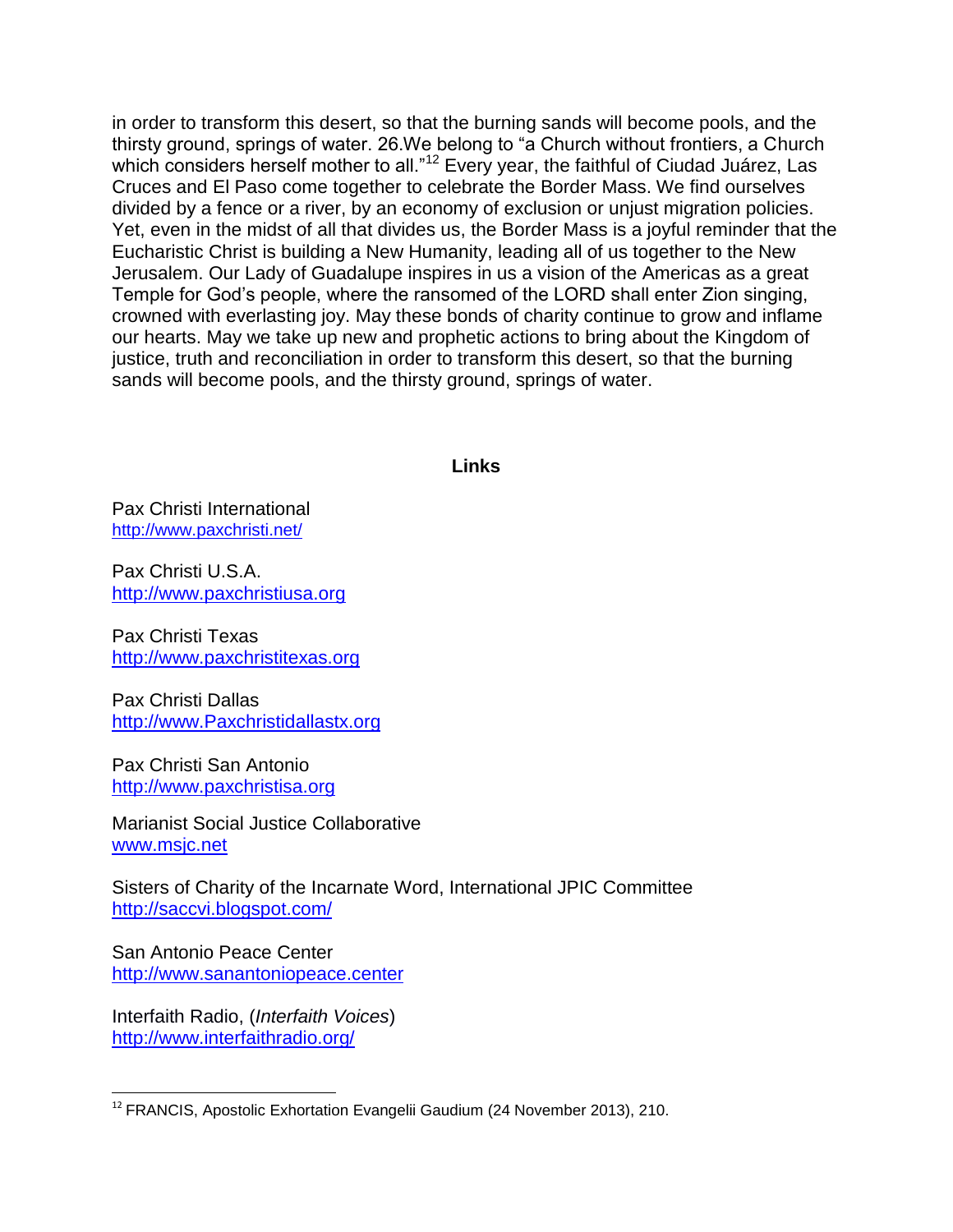in order to transform this desert, so that the burning sands will become pools, and the thirsty ground, springs of water. 26.We belong to "a Church without frontiers, a Church which considers herself mother to all."[12] Every year, the faithful of Ciudad Juárez, Las Cruces and El Paso come together to celebrate the Border Mass. We find ourselves divided by a fence or a river, by an economy of exclusion or unjust migration policies. Yet, even in the midst of all that divides us, the Border Mass is a joyful reminder that the Eucharistic Christ is building a New Humanity, leading all of us together to the New Jerusalem. Our Lady of Guadalupe inspires in us a vision of the Americas as a great Temple for God's people, where the ransomed of the LORD shall enter Zion singing, crowned with everlasting joy. May these bonds of charity continue to grow and inflame our hearts. May we take up new and prophetic actions to bring about the Kingdom of justice, truth and reconciliation in order to transform this desert, so that the burning sands will become pools, and the thirsty ground, springs of water.

## Links

Pax Christi International
http://www.paxchristi.net/

Pax Christi U.S.A.
http://www.paxchristiusa.org

Pax Christi Texas
http://www.paxchristitexas.org

Pax Christi Dallas
http://www.Paxchristidallastx.org

Pax Christi San Antonio
http://www.paxchristisa.org

Marianist Social Justice Collaborative
www.msjc.net

Sisters of Charity of the Incarnate Word, International JPIC Committee
http://saccvi.blogspot.com/

San Antonio Peace Center
http://www.sanantoniopeace.center

Interfaith Radio, (*Interfaith Voices*)
http://www.interfaithradio.org/

---

[12] FRANCIS, Apostolic Exhortation Evangelii Gaudium (24 November 2013), 210.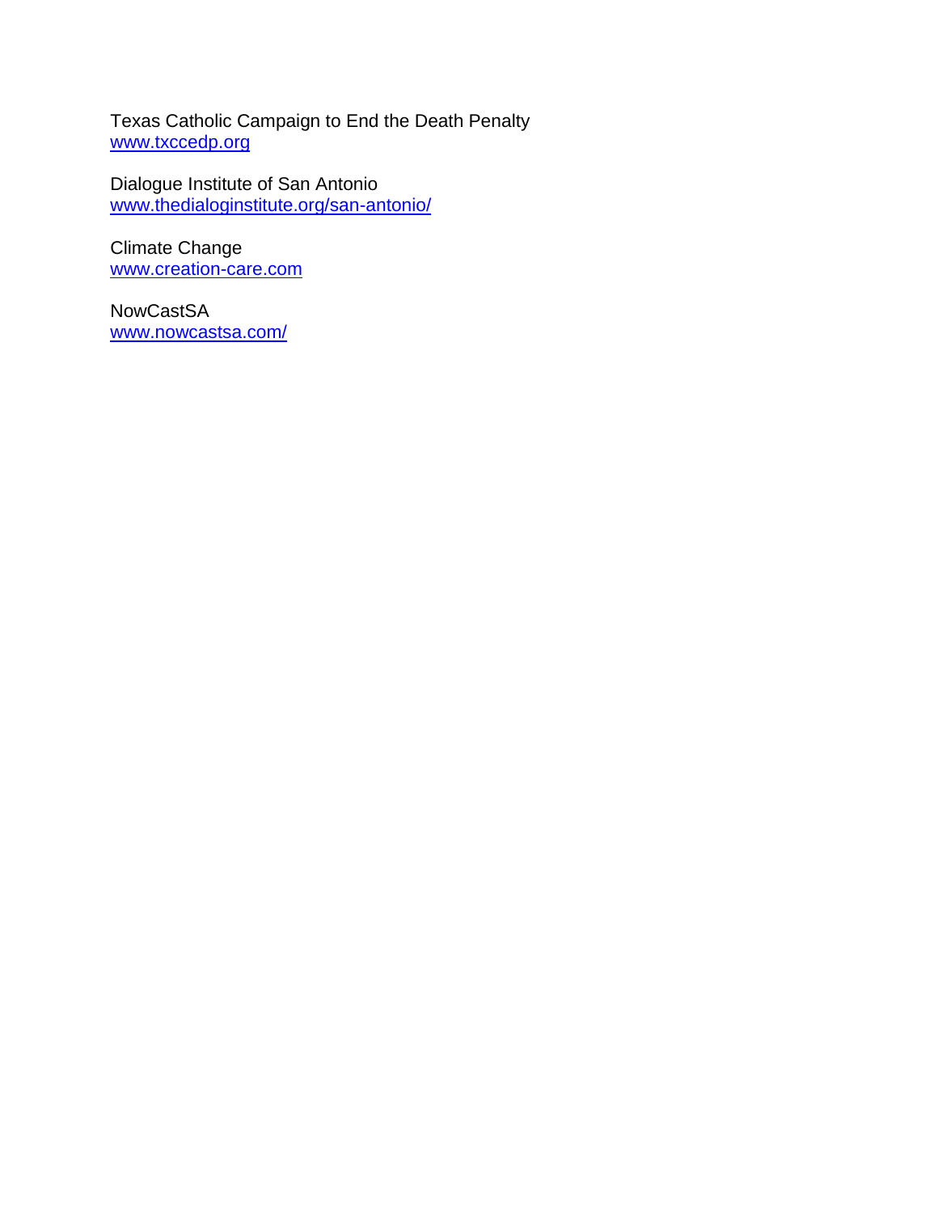Texas Catholic Campaign to End the Death Penalty
www.txccedp.org

Dialogue Institute of San Antonio
www.thedialoginstitute.org/san-antonio/

Climate Change
www.creation-care.com

NowCastSA
www.nowcastsa.com/